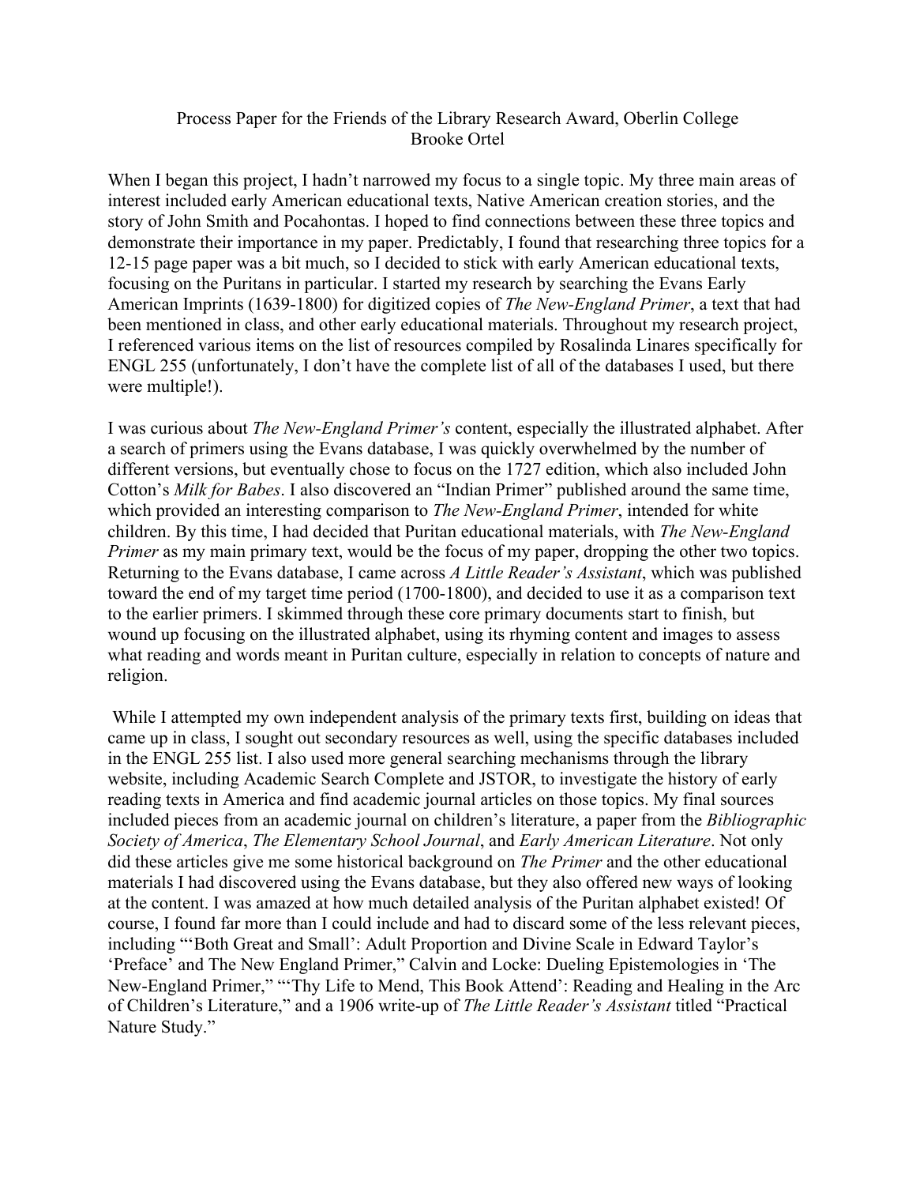Process Paper for the Friends of the Library Research Award, Oberlin College
Brooke Ortel

When I began this project, I hadn't narrowed my focus to a single topic. My three main areas of interest included early American educational texts, Native American creation stories, and the story of John Smith and Pocahontas. I hoped to find connections between these three topics and demonstrate their importance in my paper. Predictably, I found that researching three topics for a 12-15 page paper was a bit much, so I decided to stick with early American educational texts, focusing on the Puritans in particular. I started my research by searching the Evans Early American Imprints (1639-1800) for digitized copies of *The New-England Primer*, a text that had been mentioned in class, and other early educational materials. Throughout my research project, I referenced various items on the list of resources compiled by Rosalinda Linares specifically for ENGL 255 (unfortunately, I don't have the complete list of all of the databases I used, but there were multiple!).

I was curious about *The New-England Primer's* content, especially the illustrated alphabet. After a search of primers using the Evans database, I was quickly overwhelmed by the number of different versions, but eventually chose to focus on the 1727 edition, which also included John Cotton's *Milk for Babes*. I also discovered an "Indian Primer" published around the same time, which provided an interesting comparison to *The New-England Primer*, intended for white children. By this time, I had decided that Puritan educational materials, with *The New-England Primer* as my main primary text, would be the focus of my paper, dropping the other two topics. Returning to the Evans database, I came across *A Little Reader's Assistant*, which was published toward the end of my target time period (1700-1800), and decided to use it as a comparison text to the earlier primers. I skimmed through these core primary documents start to finish, but wound up focusing on the illustrated alphabet, using its rhyming content and images to assess what reading and words meant in Puritan culture, especially in relation to concepts of nature and religion.

While I attempted my own independent analysis of the primary texts first, building on ideas that came up in class, I sought out secondary resources as well, using the specific databases included in the ENGL 255 list. I also used more general searching mechanisms through the library website, including Academic Search Complete and JSTOR, to investigate the history of early reading texts in America and find academic journal articles on those topics. My final sources included pieces from an academic journal on children's literature, a paper from the *Bibliographic Society of America*, *The Elementary School Journal*, and *Early American Literature*. Not only did these articles give me some historical background on *The Primer* and the other educational materials I had discovered using the Evans database, but they also offered new ways of looking at the content. I was amazed at how much detailed analysis of the Puritan alphabet existed! Of course, I found far more than I could include and had to discard some of the less relevant pieces, including "'Both Great and Small': Adult Proportion and Divine Scale in Edward Taylor's 'Preface' and The New England Primer," Calvin and Locke: Dueling Epistemologies in 'The New-England Primer," "'Thy Life to Mend, This Book Attend': Reading and Healing in the Arc of Children's Literature," and a 1906 write-up of *The Little Reader's Assistant* titled "Practical Nature Study."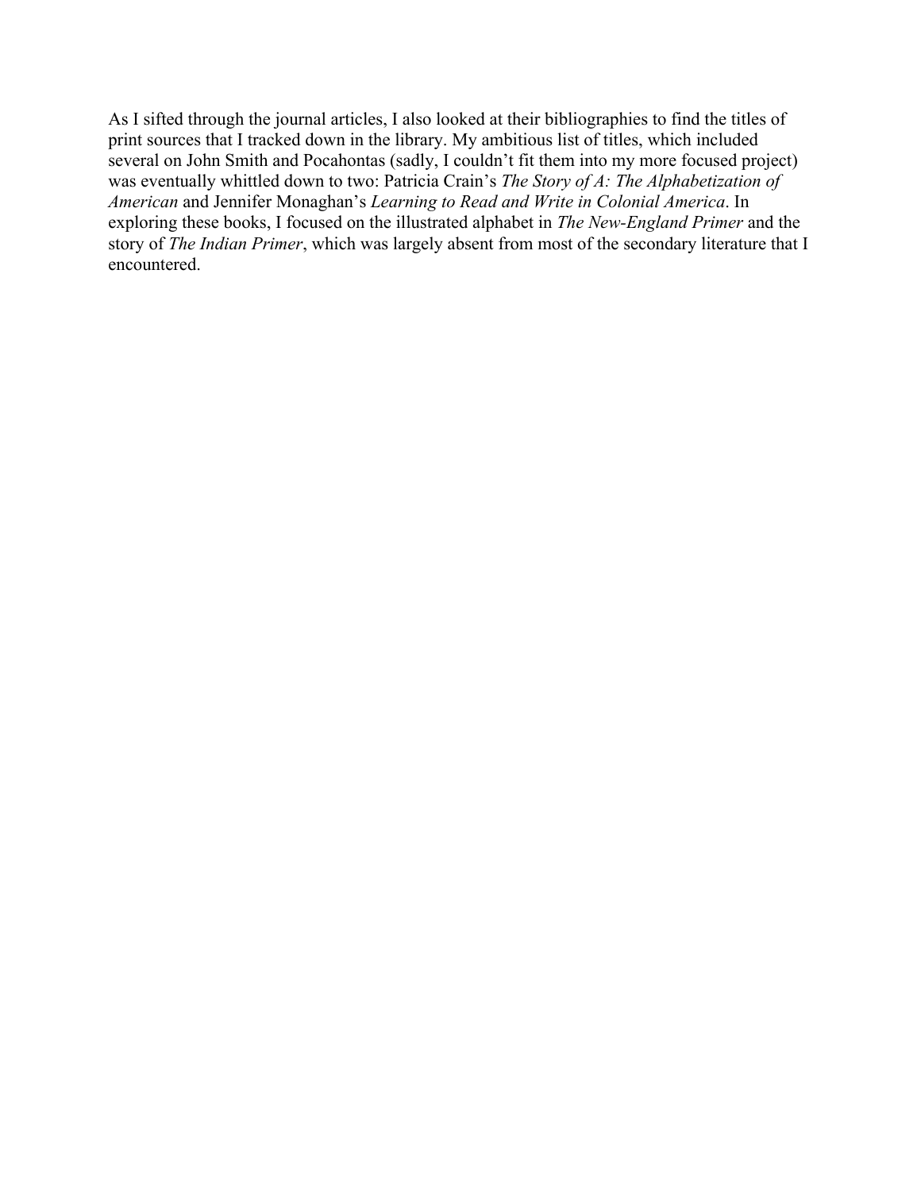As I sifted through the journal articles, I also looked at their bibliographies to find the titles of print sources that I tracked down in the library. My ambitious list of titles, which included several on John Smith and Pocahontas (sadly, I couldn't fit them into my more focused project) was eventually whittled down to two: Patricia Crain's *The Story of A: The Alphabetization of American* and Jennifer Monaghan's *Learning to Read and Write in Colonial America*. In exploring these books, I focused on the illustrated alphabet in *The New-England Primer* and the story of *The Indian Primer*, which was largely absent from most of the secondary literature that I encountered.